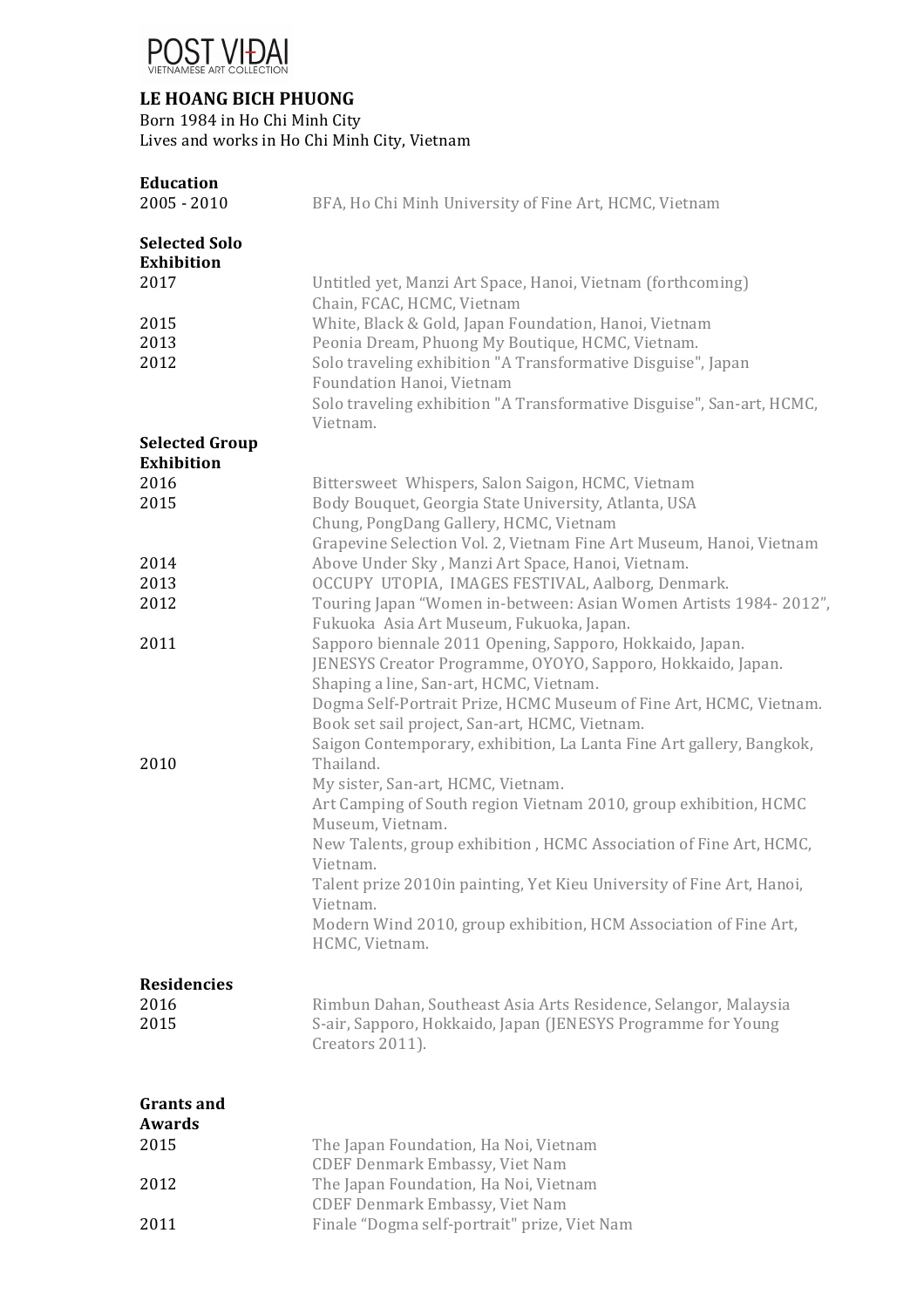POST VIDAI
VIETNAMESE ART COLLECTION

# LE HOANG BICH PHUONG

Born 1984 in Ho Chi Minh City
Lives and works in Ho Chi Minh City, Vietnam

## Education

| | |
|---|---|
| 2005 - 2010 | BFA, Ho Chi Minh University of Fine Art, HCMC, Vietnam |

## Selected Solo Exhibition

| | |
|---|---|
| 2017 | Untitled yet, Manzi Art Space, Hanoi, Vietnam (forthcoming) |
| | Chain, FCAC, HCMC, Vietnam |
| 2015 | White, Black & Gold, Japan Foundation, Hanoi, Vietnam |
| 2013 | Peonia Dream, Phuong My Boutique, HCMC, Vietnam. |
| 2012 | Solo traveling exhibition "A Transformative Disguise", Japan Foundation Hanoi, Vietnam |
| | Solo traveling exhibition "A Transformative Disguise", San-art, HCMC, Vietnam. |

## Selected Group Exhibition

| | |
|---|---|
| 2016 | Bittersweet Whispers, Salon Saigon, HCMC, Vietnam |
| 2015 | Body Bouquet, Georgia State University, Atlanta, USA |
| | Chung, PongDang Gallery, HCMC, Vietnam |
| | Grapevine Selection Vol. 2, Vietnam Fine Art Museum, Hanoi, Vietnam |
| 2014 | Above Under Sky , Manzi Art Space, Hanoi, Vietnam. |
| 2013 | OCCUPY UTOPIA, IMAGES FESTIVAL, Aalborg, Denmark. |
| 2012 | Touring Japan "Women in-between: Asian Women Artists 1984- 2012", Fukuoka Asia Art Museum, Fukuoka, Japan. |
| 2011 | Sapporo biennale 2011 Opening, Sapporo, Hokkaido, Japan. |
| | JENESYS Creator Programme, OYOYO, Sapporo, Hokkaido, Japan. |
| | Shaping a line, San-art, HCMC, Vietnam. |
| | Dogma Self-Portrait Prize, HCMC Museum of Fine Art, HCMC, Vietnam. |
| | Book set sail project, San-art, HCMC, Vietnam. |
| | Saigon Contemporary, exhibition, La Lanta Fine Art gallery, Bangkok, Thailand. |
| 2010 | My sister, San-art, HCMC, Vietnam. |
| | Art Camping of South region Vietnam 2010, group exhibition, HCMC Museum, Vietnam. |
| | New Talents, group exhibition , HCMC Association of Fine Art, HCMC, Vietnam. |
| | Talent prize 2010in painting, Yet Kieu University of Fine Art, Hanoi, Vietnam. |
| | Modern Wind 2010, group exhibition, HCM Association of Fine Art, HCMC, Vietnam. |

## Residencies

| | |
|---|---|
| 2016 | Rimbun Dahan, Southeast Asia Arts Residence, Selangor, Malaysia |
| 2015 | S-air, Sapporo, Hokkaido, Japan (JENESYS Programme for Young Creators 2011). |

## Grants and Awards

| | |
|---|---|
| 2015 | The Japan Foundation, Ha Noi, Vietnam |
| | CDEF Denmark Embassy, Viet Nam |
| 2012 | The Japan Foundation, Ha Noi, Vietnam |
| | CDEF Denmark Embassy, Viet Nam |
| 2011 | Finale "Dogma self-portrait" prize, Viet Nam |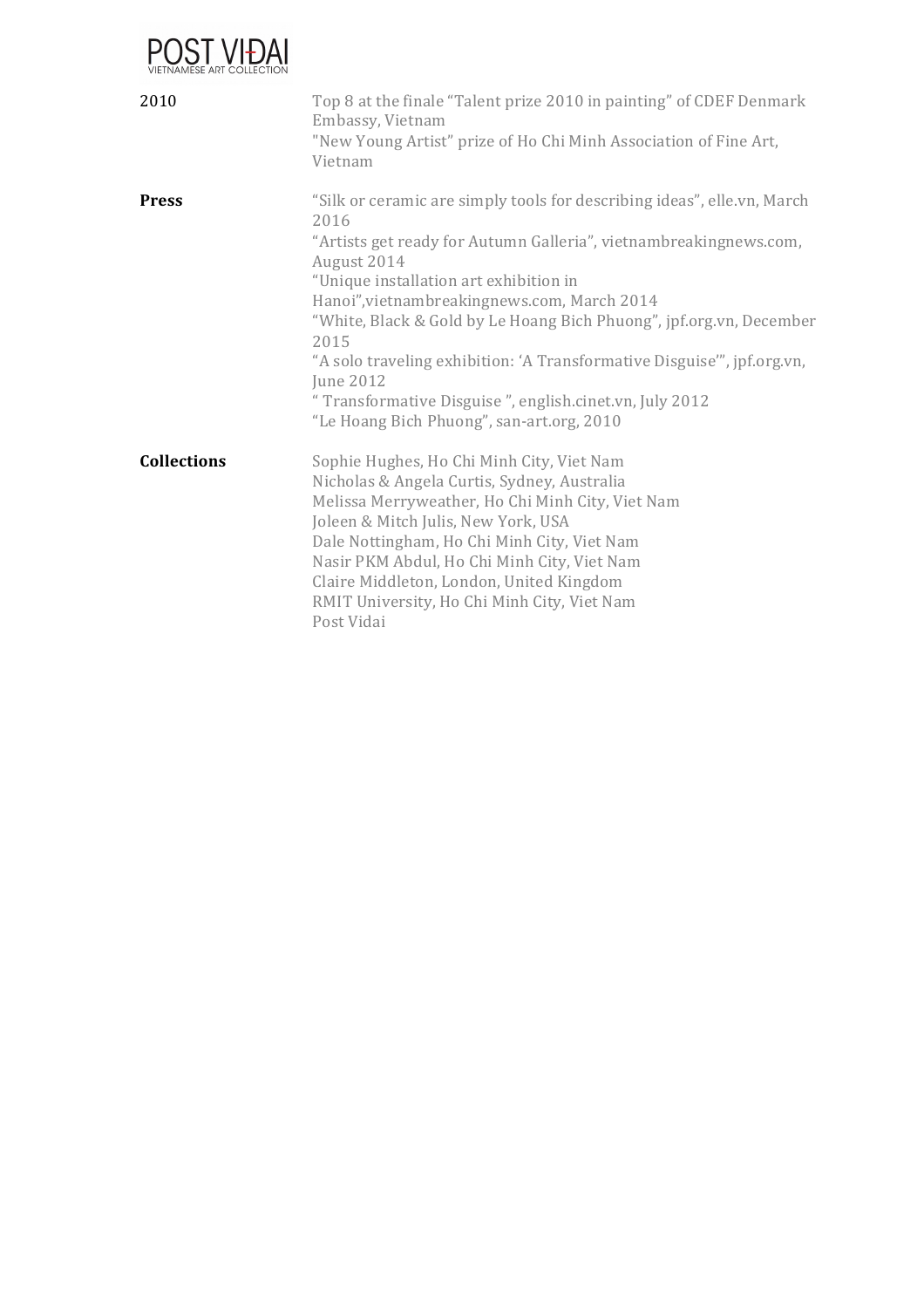| | |
|---|---|
| 2010 | Top 8 at the finale "Talent prize 2010 in painting" of CDEF Denmark Embassy, Vietnam<br>"New Young Artist" prize of Ho Chi Minh Association of Fine Art, Vietnam |
| **Press** | "Silk or ceramic are simply tools for describing ideas", elle.vn, March 2016<br>"Artists get ready for Autumn Galleria", vietnambreakingnews.com, August 2014<br>"Unique installation art exhibition in Hanoi",vietnambreakingnews.com, March 2014<br>"White, Black & Gold by Le Hoang Bich Phuong", jpf.org.vn, December 2015<br>"A solo traveling exhibition: 'A Transformative Disguise'", jpf.org.vn, June 2012<br>" Transformative Disguise ", english.cinet.vn, July 2012<br>"Le Hoang Bich Phuong", san-art.org, 2010 |
| **Collections** | Sophie Hughes, Ho Chi Minh City, Viet Nam<br>Nicholas & Angela Curtis, Sydney, Australia<br>Melissa Merryweather, Ho Chi Minh City, Viet Nam<br>Joleen & Mitch Julis, New York, USA<br>Dale Nottingham, Ho Chi Minh City, Viet Nam<br>Nasir PKM Abdul, Ho Chi Minh City, Viet Nam<br>Claire Middleton, London, United Kingdom<br>RMIT University, Ho Chi Minh City, Viet Nam<br>Post Vidai |